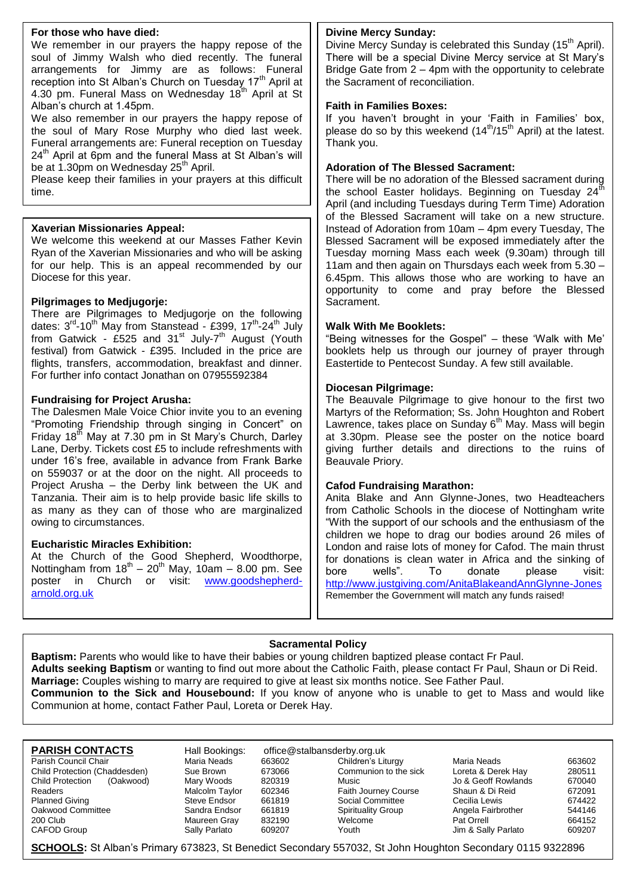### For those who have died:

We remember in our prayers the happy repose of the soul of Jimmy Walsh who died recently. The funeral arrangements for Jimmy are as follows: Funeral reception into St Alban's Church on Tuesday 17th April at 4.30 pm. Funeral Mass on Wednesday 18th April at St Alban's church at 1.45pm.

We also remember in our prayers the happy repose of the soul of Mary Rose Murphy who died last week. Funeral arrangements are: Funeral reception on Tuesday 24th April at 6pm and the funeral Mass at St Alban's will be at 1.30pm on Wednesday 25th April.

Please keep their families in your prayers at this difficult time.

### Xaverian Missionaries Appeal:

We welcome this weekend at our Masses Father Kevin Ryan of the Xaverian Missionaries and who will be asking for our help. This is an appeal recommended by our Diocese for this year.

### Pilgrimages to Medjugorje:

There are Pilgrimages to Medjugorje on the following dates: 3rd-10th May from Stanstead - £399, 17th-24th July from Gatwick - £525 and 31st July-7th August (Youth festival) from Gatwick - £395. Included in the price are flights, transfers, accommodation, breakfast and dinner. For further info contact Jonathan on 07955592384

### Fundraising for Project Arusha:

The Dalesmen Male Voice Chior invite you to an evening "Promoting Friendship through singing in Concert" on Friday 18th May at 7.30 pm in St Mary's Church, Darley Lane, Derby. Tickets cost £5 to include refreshments with under 16's free, available in advance from Frank Barke on 559037 or at the door on the night. All proceeds to Project Arusha – the Derby link between the UK and Tanzania. Their aim is to help provide basic life skills to as many as they can of those who are marginalized owing to circumstances.

### Eucharistic Miracles Exhibition:

At the Church of the Good Shepherd, Woodthorpe, Nottingham from 18th – 20th May, 10am – 8.00 pm. See poster in Church or visit: www.goodshepherd-arnold.org.uk

### Divine Mercy Sunday:

Divine Mercy Sunday is celebrated this Sunday (15th April). There will be a special Divine Mercy service at St Mary's Bridge Gate from 2 – 4pm with the opportunity to celebrate the Sacrament of reconciliation.

### Faith in Families Boxes:

If you haven't brought in your 'Faith in Families' box, please do so by this weekend (14th/15th April) at the latest. Thank you.

### Adoration of The Blessed Sacrament:

There will be no adoration of the Blessed sacrament during the school Easter holidays. Beginning on Tuesday 24th April (and including Tuesdays during Term Time) Adoration of the Blessed Sacrament will take on a new structure. Instead of Adoration from 10am – 4pm every Tuesday, The Blessed Sacrament will be exposed immediately after the Tuesday morning Mass each week (9.30am) through till 11am and then again on Thursdays each week from 5.30 – 6.45pm. This allows those who are working to have an opportunity to come and pray before the Blessed Sacrament.

### Walk With Me Booklets:

"Being witnesses for the Gospel" – these 'Walk with Me' booklets help us through our journey of prayer through Eastertide to Pentecost Sunday. A few still available.

### Diocesan Pilgrimage:

The Beauvale Pilgrimage to give honour to the first two Martyrs of the Reformation; Ss. John Houghton and Robert Lawrence, takes place on Sunday 6th May. Mass will begin at 3.30pm. Please see the poster on the notice board giving further details and directions to the ruins of Beauvale Priory.

### Cafod Fundraising Marathon:

Anita Blake and Ann Glynne-Jones, two Headteachers from Catholic Schools in the diocese of Nottingham write "With the support of our schools and the enthusiasm of the children we hope to drag our bodies around 26 miles of London and raise lots of money for Cafod. The main thrust for donations is clean water in Africa and the sinking of bore wells". To donate please visit: http://www.justgiving.com/AnitaBlakeandAnnGlynne-Jones

Remember the Government will match any funds raised!

## Sacramental Policy

**Baptism:** Parents who would like to have their babies or young children baptized please contact Fr Paul.

**Adults seeking Baptism** or wanting to find out more about the Catholic Faith, please contact Fr Paul, Shaun or Di Reid.

**Marriage:** Couples wishing to marry are required to give at least six months notice. See Father Paul.

**Communion to the Sick and Housebound:** If you know of anyone who is unable to get to Mass and would like Communion at home, contact Father Paul, Loreta or Derek Hay.

## PARISH CONTACTS

Hall Bookings: office@stalbansderby.org.uk

| | | | | | |
|---|---|---|---|---|---|
| Parish Council Chair | Maria Neads | 663602 | Children's Liturgy | Maria Neads | 663602 |
| Child Protection (Chaddesden) | Sue Brown | 673066 | Communion to the sick | Loreta & Derek Hay | 280511 |
| Child Protection (Oakwood) | Mary Woods | 820319 | Music | Jo & Geoff Rowlands | 670040 |
| Readers | Malcolm Taylor | 602346 | Faith Journey Course | Shaun & Di Reid | 672091 |
| Planned Giving | Steve Endsor | 661819 | Social Committee | Cecilia Lewis | 674422 |
| Oakwood Committee | Sandra Endsor | 661819 | Spirituality Group | Angela Fairbrother | 544146 |
| 200 Club | Maureen Gray | 832190 | Welcome | Pat Orrell | 664152 |
| CAFOD Group | Sally Parlato | 609207 | Youth | Jim & Sally Parlato | 609207 |

**SCHOOLS:** St Alban's Primary 673823, St Benedict Secondary 557032, St John Houghton Secondary 0115 9322896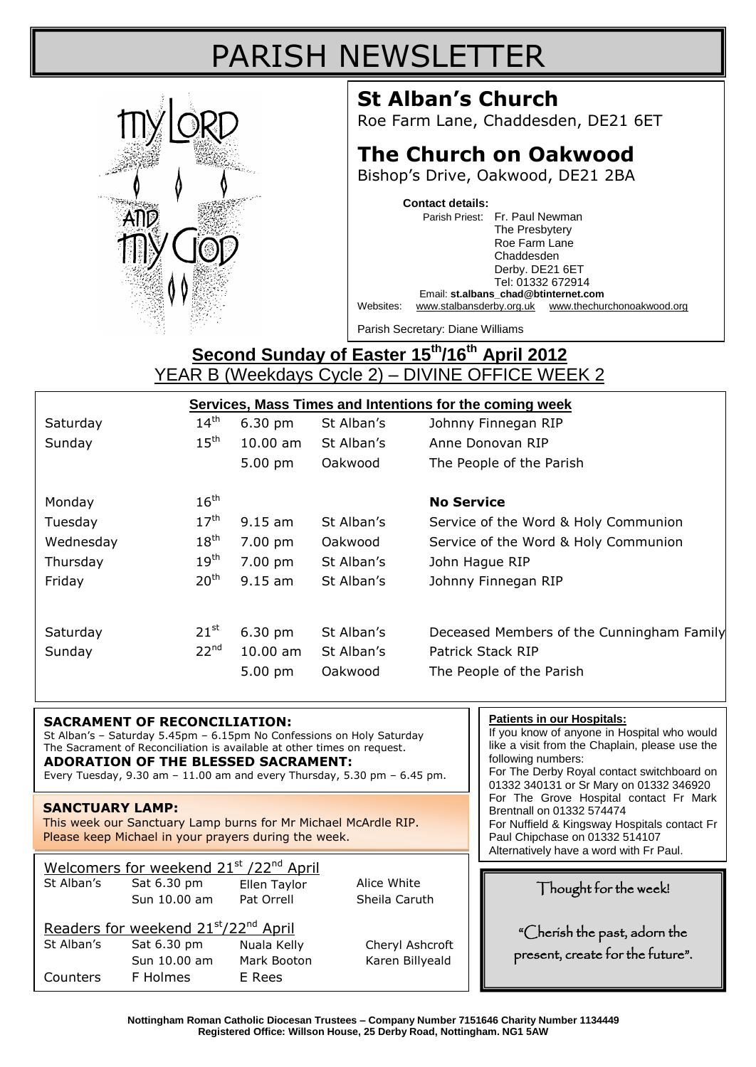# PARISH NEWSLETTER

## St Alban's Church

Roe Farm Lane, Chaddesden, DE21 6ET

## The Church on Oakwood

Bishop's Drive, Oakwood, DE21 2BA

**Contact details:**

Parish Priest: Fr. Paul Newman
The Presbytery
Roe Farm Lane
Chaddesden
Derby. DE21 6ET
Tel: 01332 672914

Email: **st.albans_chad@btinternet.com**

Websites: www.stalbansderby.org.uk www.thechurchonoakwood.org

Parish Secretary: Diane Williams

## Second Sunday of Easter 15th/16th April 2012

YEAR B (Weekdays Cycle 2) – DIVINE OFFICE WEEK 2

### Services, Mass Times and Intentions for the coming week

| | | | | |
|---|---|---|---|---|
| Saturday | 14th | 6.30 pm | St Alban's | Johnny Finnegan RIP |
| Sunday | 15th | 10.00 am | St Alban's | Anne Donovan RIP |
| | | 5.00 pm | Oakwood | The People of the Parish |
| Monday | 16th | | | **No Service** |
| Tuesday | 17th | 9.15 am | St Alban's | Service of the Word & Holy Communion |
| Wednesday | 18th | 7.00 pm | Oakwood | Service of the Word & Holy Communion |
| Thursday | 19th | 7.00 pm | St Alban's | John Hague RIP |
| Friday | 20th | 9.15 am | St Alban's | Johnny Finnegan RIP |
| Saturday | 21st | 6.30 pm | St Alban's | Deceased Members of the Cunningham Family |
| Sunday | 22nd | 10.00 am | St Alban's | Patrick Stack RIP |
| | | 5.00 pm | Oakwood | The People of the Parish |

**SACRAMENT OF RECONCILIATION:**
St Alban's – Saturday 5.45pm – 6.15pm No Confessions on Holy Saturday
The Sacrament of Reconciliation is available at other times on request.

**ADORATION OF THE BLESSED SACRAMENT:**
Every Tuesday, 9.30 am – 11.00 am and every Thursday, 5.30 pm – 6.45 pm.

**SANCTUARY LAMP:**
This week our Sanctuary Lamp burns for Mr Michael McArdle RIP. Please keep Michael in your prayers during the week.

Welcomers for weekend 21st /22nd April

| | | | |
|---|---|---|---|
| St Alban's | Sat 6.30 pm | Ellen Taylor | Alice White |
| | Sun 10.00 am | Pat Orrell | Sheila Caruth |

Readers for weekend 21st/22nd April

| | | | |
|---|---|---|---|
| St Alban's | Sat 6.30 pm | Nuala Kelly | Cheryl Ashcroft |
| | Sun 10.00 am | Mark Booton | Karen Billyeald |
| Counters | F Holmes | E Rees | |

**Patients in our Hospitals:**
If you know of anyone in Hospital who would like a visit from the Chaplain, please use the following numbers:
For The Derby Royal contact switchboard on 01332 340131 or Sr Mary on 01332 346920
For The Grove Hospital contact Fr Mark Brentnall on 01332 574474
For Nuffield & Kingsway Hospitals contact Fr Paul Chipchase on 01332 514107
Alternatively have a word with Fr Paul.

Thought for the week!

"Cherish the past, adorn the present, create for the future".

**Nottingham Roman Catholic Diocesan Trustees – Company Number 7151646 Charity Number 1134449**
**Registered Office: Willson House, 25 Derby Road, Nottingham. NG1 5AW**